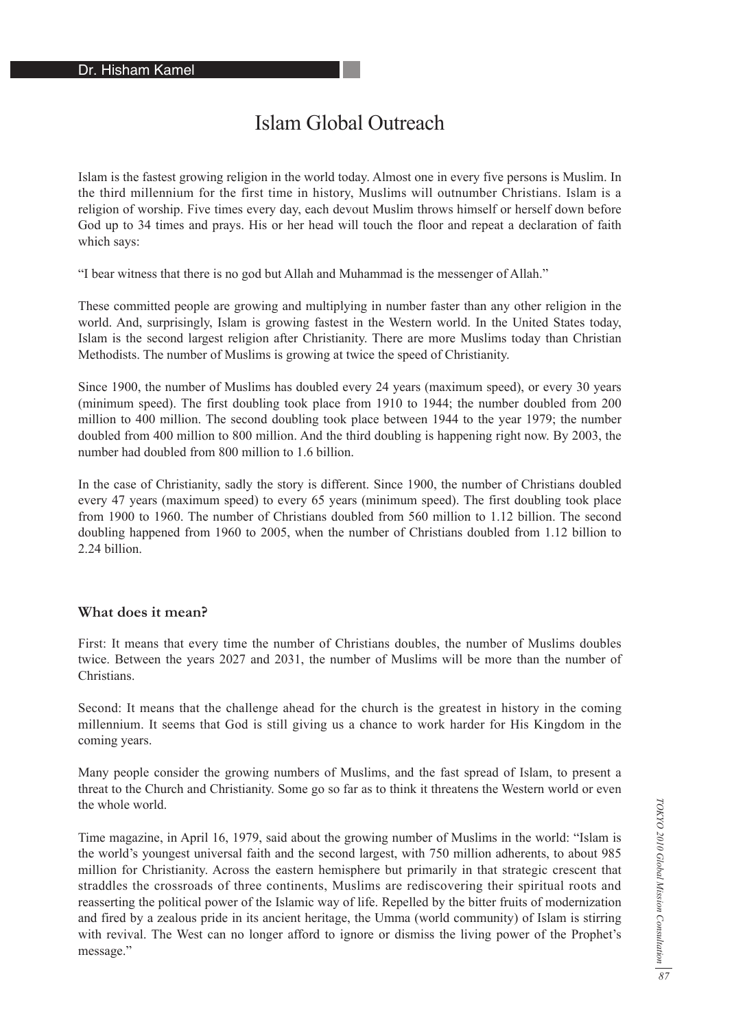Dr. Hisham Kamel

# Islam Global Outreach

Islam is the fastest growing religion in the world today. Almost one in every five persons is Muslim. In the third millennium for the first time in history, Muslims will outnumber Christians. Islam is a religion of worship. Five times every day, each devout Muslim throws himself or herself down before God up to 34 times and prays. His or her head will touch the floor and repeat a declaration of faith which says:

"I bear witness that there is no god but Allah and Muhammad is the messenger of Allah."

These committed people are growing and multiplying in number faster than any other religion in the world. And, surprisingly, Islam is growing fastest in the Western world. In the United States today, Islam is the second largest religion after Christianity. There are more Muslims today than Christian Methodists. The number of Muslims is growing at twice the speed of Christianity.

Since 1900, the number of Muslims has doubled every 24 years (maximum speed), or every 30 years (minimum speed). The first doubling took place from 1910 to 1944; the number doubled from 200 million to 400 million. The second doubling took place between 1944 to the year 1979; the number doubled from 400 million to 800 million. And the third doubling is happening right now. By 2003, the number had doubled from 800 million to 1.6 billion.

In the case of Christianity, sadly the story is different. Since 1900, the number of Christians doubled every 47 years (maximum speed) to every 65 years (minimum speed). The first doubling took place from 1900 to 1960. The number of Christians doubled from 560 million to 1.12 billion. The second doubling happened from 1960 to 2005, when the number of Christians doubled from 1.12 billion to 2.24 billion.

### What does it mean?

First: It means that every time the number of Christians doubles, the number of Muslims doubles twice. Between the years 2027 and 2031, the number of Muslims will be more than the number of Christians.

Second: It means that the challenge ahead for the church is the greatest in history in the coming millennium. It seems that God is still giving us a chance to work harder for His Kingdom in the coming years.

Many people consider the growing numbers of Muslims, and the fast spread of Islam, to present a threat to the Church and Christianity. Some go so far as to think it threatens the Western world or even the whole world.

Time magazine, in April 16, 1979, said about the growing number of Muslims in the world: "Islam is the world's youngest universal faith and the second largest, with 750 million adherents, to about 985 million for Christianity. Across the eastern hemisphere but primarily in that strategic crescent that straddles the crossroads of three continents, Muslims are rediscovering their spiritual roots and reasserting the political power of the Islamic way of life. Repelled by the bitter fruits of modernization and fired by a zealous pride in its ancient heritage, the Umma (world community) of Islam is stirring with revival. The West can no longer afford to ignore or dismiss the living power of the Prophet's message."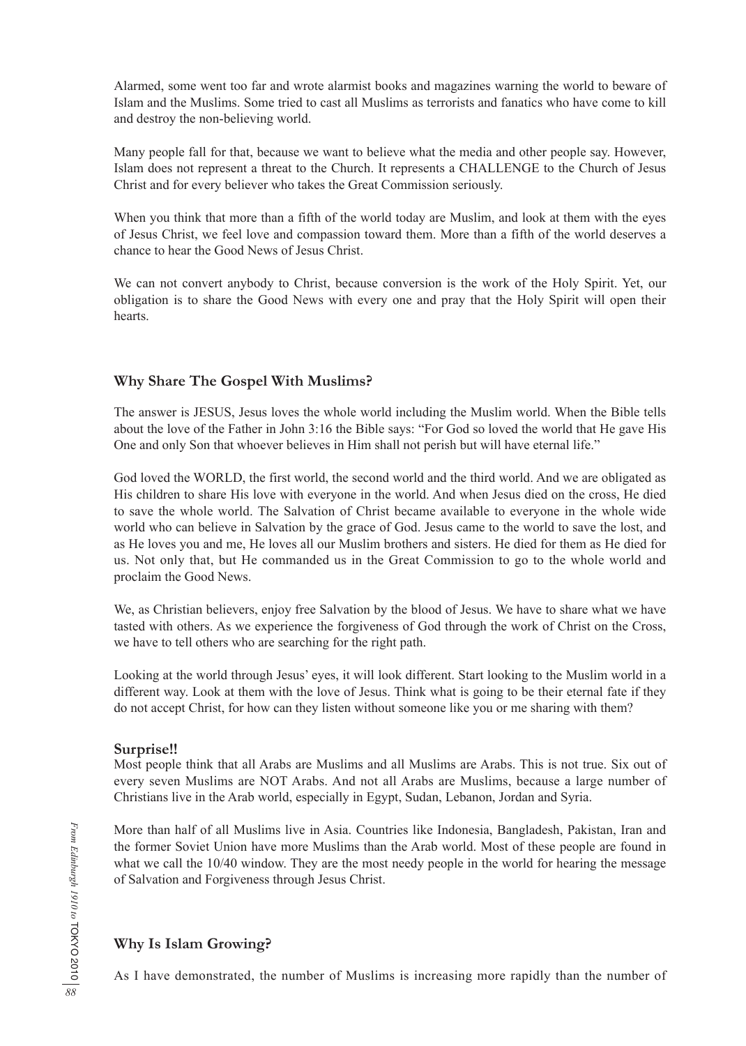Alarmed, some went too far and wrote alarmist books and magazines warning the world to beware of Islam and the Muslims. Some tried to cast all Muslims as terrorists and fanatics who have come to kill and destroy the non-believing world.

Many people fall for that, because we want to believe what the media and other people say. However, Islam does not represent a threat to the Church. It represents a CHALLENGE to the Church of Jesus Christ and for every believer who takes the Great Commission seriously.

When you think that more than a fifth of the world today are Muslim, and look at them with the eyes of Jesus Christ, we feel love and compassion toward them. More than a fifth of the world deserves a chance to hear the Good News of Jesus Christ.

We can not convert anybody to Christ, because conversion is the work of the Holy Spirit. Yet, our obligation is to share the Good News with every one and pray that the Holy Spirit will open their hearts.

## Why Share The Gospel With Muslims?

The answer is JESUS, Jesus loves the whole world including the Muslim world. When the Bible tells about the love of the Father in John 3:16 the Bible says: "For God so loved the world that He gave His One and only Son that whoever believes in Him shall not perish but will have eternal life."

God loved the WORLD, the first world, the second world and the third world. And we are obligated as His children to share His love with everyone in the world. And when Jesus died on the cross, He died to save the whole world. The Salvation of Christ became available to everyone in the whole wide world who can believe in Salvation by the grace of God. Jesus came to the world to save the lost, and as He loves you and me, He loves all our Muslim brothers and sisters. He died for them as He died for us. Not only that, but He commanded us in the Great Commission to go to the whole world and proclaim the Good News.

We, as Christian believers, enjoy free Salvation by the blood of Jesus. We have to share what we have tasted with others. As we experience the forgiveness of God through the work of Christ on the Cross, we have to tell others who are searching for the right path.

Looking at the world through Jesus' eyes, it will look different. Start looking to the Muslim world in a different way. Look at them with the love of Jesus. Think what is going to be their eternal fate if they do not accept Christ, for how can they listen without someone like you or me sharing with them?

### Surprise!!

Most people think that all Arabs are Muslims and all Muslims are Arabs. This is not true. Six out of every seven Muslims are NOT Arabs. And not all Arabs are Muslims, because a large number of Christians live in the Arab world, especially in Egypt, Sudan, Lebanon, Jordan and Syria.

More than half of all Muslims live in Asia. Countries like Indonesia, Bangladesh, Pakistan, Iran and the former Soviet Union have more Muslims than the Arab world. Most of these people are found in what we call the 10/40 window. They are the most needy people in the world for hearing the message of Salvation and Forgiveness through Jesus Christ.

## Why Is Islam Growing?

As I have demonstrated, the number of Muslims is increasing more rapidly than the number of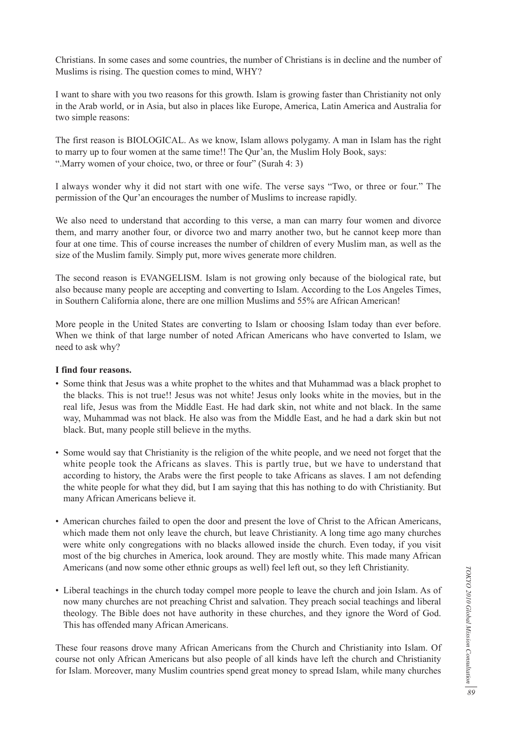Christians. In some cases and some countries, the number of Christians is in decline and the number of Muslims is rising. The question comes to mind, WHY?

I want to share with you two reasons for this growth. Islam is growing faster than Christianity not only in the Arab world, or in Asia, but also in places like Europe, America, Latin America and Australia for two simple reasons:

The first reason is BIOLOGICAL. As we know, Islam allows polygamy. A man in Islam has the right to marry up to four women at the same time!! The Qur'an, the Muslim Holy Book, says: ".Marry women of your choice, two, or three or four" (Surah 4: 3)

I always wonder why it did not start with one wife. The verse says "Two, or three or four." The permission of the Qur'an encourages the number of Muslims to increase rapidly.

We also need to understand that according to this verse, a man can marry four women and divorce them, and marry another four, or divorce two and marry another two, but he cannot keep more than four at one time. This of course increases the number of children of every Muslim man, as well as the size of the Muslim family. Simply put, more wives generate more children.

The second reason is EVANGELISM. Islam is not growing only because of the biological rate, but also because many people are accepting and converting to Islam. According to the Los Angeles Times, in Southern California alone, there are one million Muslims and 55% are African American!

More people in the United States are converting to Islam or choosing Islam today than ever before. When we think of that large number of noted African Americans who have converted to Islam, we need to ask why?

**I find four reasons.**

- Some think that Jesus was a white prophet to the whites and that Muhammad was a black prophet to the blacks. This is not true!! Jesus was not white! Jesus only looks white in the movies, but in the real life, Jesus was from the Middle East. He had dark skin, not white and not black. In the same way, Muhammad was not black. He also was from the Middle East, and he had a dark skin but not black. But, many people still believe in the myths.

- Some would say that Christianity is the religion of the white people, and we need not forget that the white people took the Africans as slaves. This is partly true, but we have to understand that according to history, the Arabs were the first people to take Africans as slaves. I am not defending the white people for what they did, but I am saying that this has nothing to do with Christianity. But many African Americans believe it.

- American churches failed to open the door and present the love of Christ to the African Americans, which made them not only leave the church, but leave Christianity. A long time ago many churches were white only congregations with no blacks allowed inside the church. Even today, if you visit most of the big churches in America, look around. They are mostly white. This made many African Americans (and now some other ethnic groups as well) feel left out, so they left Christianity.

- Liberal teachings in the church today compel more people to leave the church and join Islam. As of now many churches are not preaching Christ and salvation. They preach social teachings and liberal theology. The Bible does not have authority in these churches, and they ignore the Word of God. This has offended many African Americans.

These four reasons drove many African Americans from the Church and Christianity into Islam. Of course not only African Americans but also people of all kinds have left the church and Christianity for Islam. Moreover, many Muslim countries spend great money to spread Islam, while many churches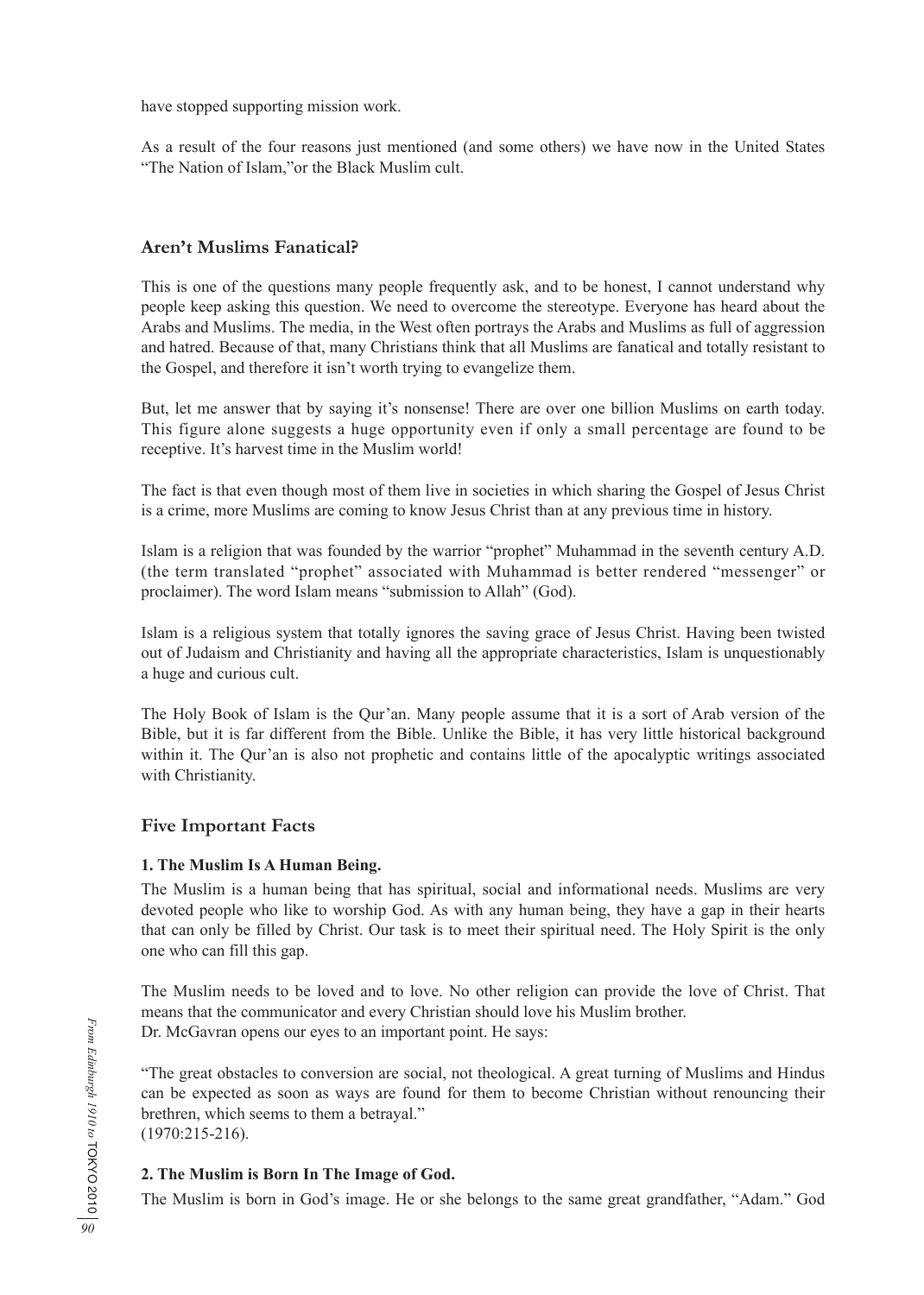have stopped supporting mission work.

As a result of the four reasons just mentioned (and some others) we have now in the United States "The Nation of Islam,"or the Black Muslim cult.

### Aren't Muslims Fanatical?

This is one of the questions many people frequently ask, and to be honest, I cannot understand why people keep asking this question. We need to overcome the stereotype. Everyone has heard about the Arabs and Muslims. The media, in the West often portrays the Arabs and Muslims as full of aggression and hatred. Because of that, many Christians think that all Muslims are fanatical and totally resistant to the Gospel, and therefore it isn't worth trying to evangelize them.

But, let me answer that by saying it's nonsense! There are over one billion Muslims on earth today. This figure alone suggests a huge opportunity even if only a small percentage are found to be receptive. It's harvest time in the Muslim world!

The fact is that even though most of them live in societies in which sharing the Gospel of Jesus Christ is a crime, more Muslims are coming to know Jesus Christ than at any previous time in history.

Islam is a religion that was founded by the warrior "prophet" Muhammad in the seventh century A.D. (the term translated "prophet" associated with Muhammad is better rendered "messenger" or proclaimer). The word Islam means "submission to Allah" (God).

Islam is a religious system that totally ignores the saving grace of Jesus Christ. Having been twisted out of Judaism and Christianity and having all the appropriate characteristics, Islam is unquestionably a huge and curious cult.

The Holy Book of Islam is the Qur'an. Many people assume that it is a sort of Arab version of the Bible, but it is far different from the Bible. Unlike the Bible, it has very little historical background within it. The Qur'an is also not prophetic and contains little of the apocalyptic writings associated with Christianity.

### Five Important Facts

**1. The Muslim Is A Human Being.**

The Muslim is a human being that has spiritual, social and informational needs. Muslims are very devoted people who like to worship God. As with any human being, they have a gap in their hearts that can only be filled by Christ. Our task is to meet their spiritual need. The Holy Spirit is the only one who can fill this gap.

The Muslim needs to be loved and to love. No other religion can provide the love of Christ. That means that the communicator and every Christian should love his Muslim brother.
Dr. McGavran opens our eyes to an important point. He says:

"The great obstacles to conversion are social, not theological. A great turning of Muslims and Hindus can be expected as soon as ways are found for them to become Christian without renouncing their brethren, which seems to them a betrayal."
(1970:215-216).

**2. The Muslim is Born In The Image of God.**

The Muslim is born in God's image. He or she belongs to the same great grandfather, "Adam." God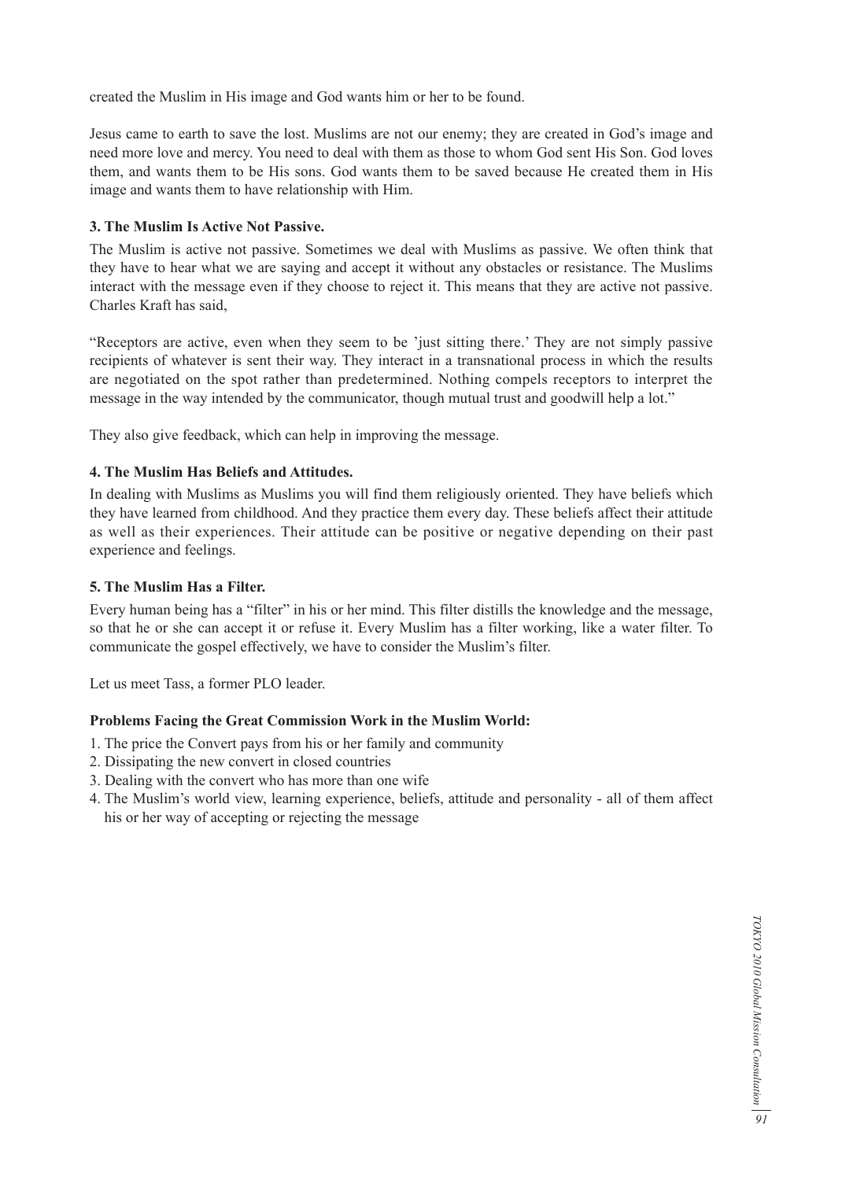created the Muslim in His image and God wants him or her to be found.

Jesus came to earth to save the lost. Muslims are not our enemy; they are created in God's image and need more love and mercy. You need to deal with them as those to whom God sent His Son. God loves them, and wants them to be His sons. God wants them to be saved because He created them in His image and wants them to have relationship with Him.

**3. The Muslim Is Active Not Passive.**

The Muslim is active not passive. Sometimes we deal with Muslims as passive. We often think that they have to hear what we are saying and accept it without any obstacles or resistance. The Muslims interact with the message even if they choose to reject it. This means that they are active not passive. Charles Kraft has said,

"Receptors are active, even when they seem to be 'just sitting there.' They are not simply passive recipients of whatever is sent their way. They interact in a transnational process in which the results are negotiated on the spot rather than predetermined. Nothing compels receptors to interpret the message in the way intended by the communicator, though mutual trust and goodwill help a lot."

They also give feedback, which can help in improving the message.

**4. The Muslim Has Beliefs and Attitudes.**

In dealing with Muslims as Muslims you will find them religiously oriented. They have beliefs which they have learned from childhood. And they practice them every day. These beliefs affect their attitude as well as their experiences. Their attitude can be positive or negative depending on their past experience and feelings.

**5. The Muslim Has a Filter.**

Every human being has a "filter" in his or her mind. This filter distills the knowledge and the message, so that he or she can accept it or refuse it. Every Muslim has a filter working, like a water filter. To communicate the gospel effectively, we have to consider the Muslim's filter.

Let us meet Tass, a former PLO leader.

**Problems Facing the Great Commission Work in the Muslim World:**

1. The price the Convert pays from his or her family and community
2. Dissipating the new convert in closed countries
3. Dealing with the convert who has more than one wife
4. The Muslim's world view, learning experience, beliefs, attitude and personality - all of them affect his or her way of accepting or rejecting the message